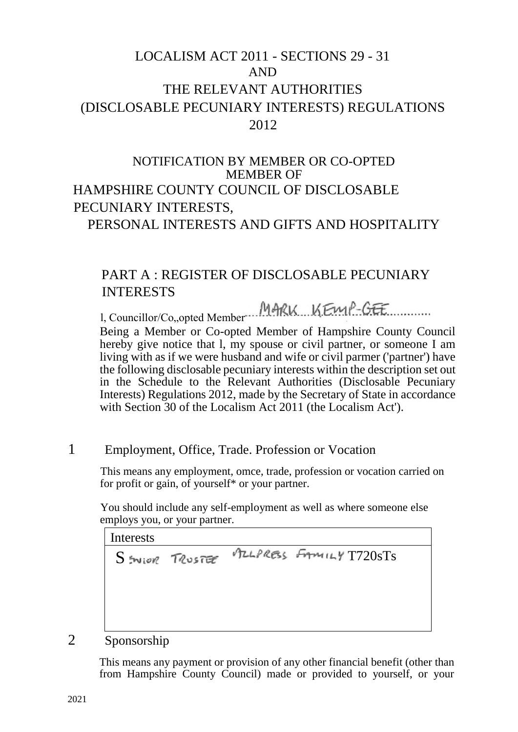# LOCALISM ACT 2011 - SECTIONS 29 - 31 AND THE RELEVANT AUTHORITIES (DISCLOSABLE PECUNIARY INTERESTS) REGULATIONS 2012

## NOTIFICATION BY MEMBER OR CO-OPTED MEMBER OF HAMPSHIRE COUNTY COUNCIL OF DISCLOSABLE PECUNIARY INTERESTS, PERSONAL INTERESTS AND GIFTS AND HOSPITALITY

## PART A : REGISTER OF DISCLOSABLE PECUNIARY INTERESTS

l, Councillor/Co,,opted Member MARK KEMP-GEE

Being a Member or Co-opted Member of Hampshire County Council hereby give notice that l, my spouse or civil partner, or someone I am living with as if we were husband and wife or civil parmer ('partner') have the following disclosable pecuniary interests within the description set out in the Schedule to the Relevant Authorities (Disclosable Pecuniary Interests) Regulations 2012, made by the Secretary of State in accordance with Section 30 of the Localism Act 2011 (the Localism Act').

### 1 Employment, Office, Trade. Profession or Vocation

This means any employment, omce, trade, profession or vocation carried on for profit or gain, of yourself* or your partner.

You should include any self-employment as well as where someone else employs you, or your partner.

| Interests |
|---|
| SENIOR TRUSTEE ALLPRESS FAMILY T720sTs |

### 2 Sponsorship

This means any payment or provision of any other financial benefit (other than from Hampshire County Council) made or provided to yourself, or your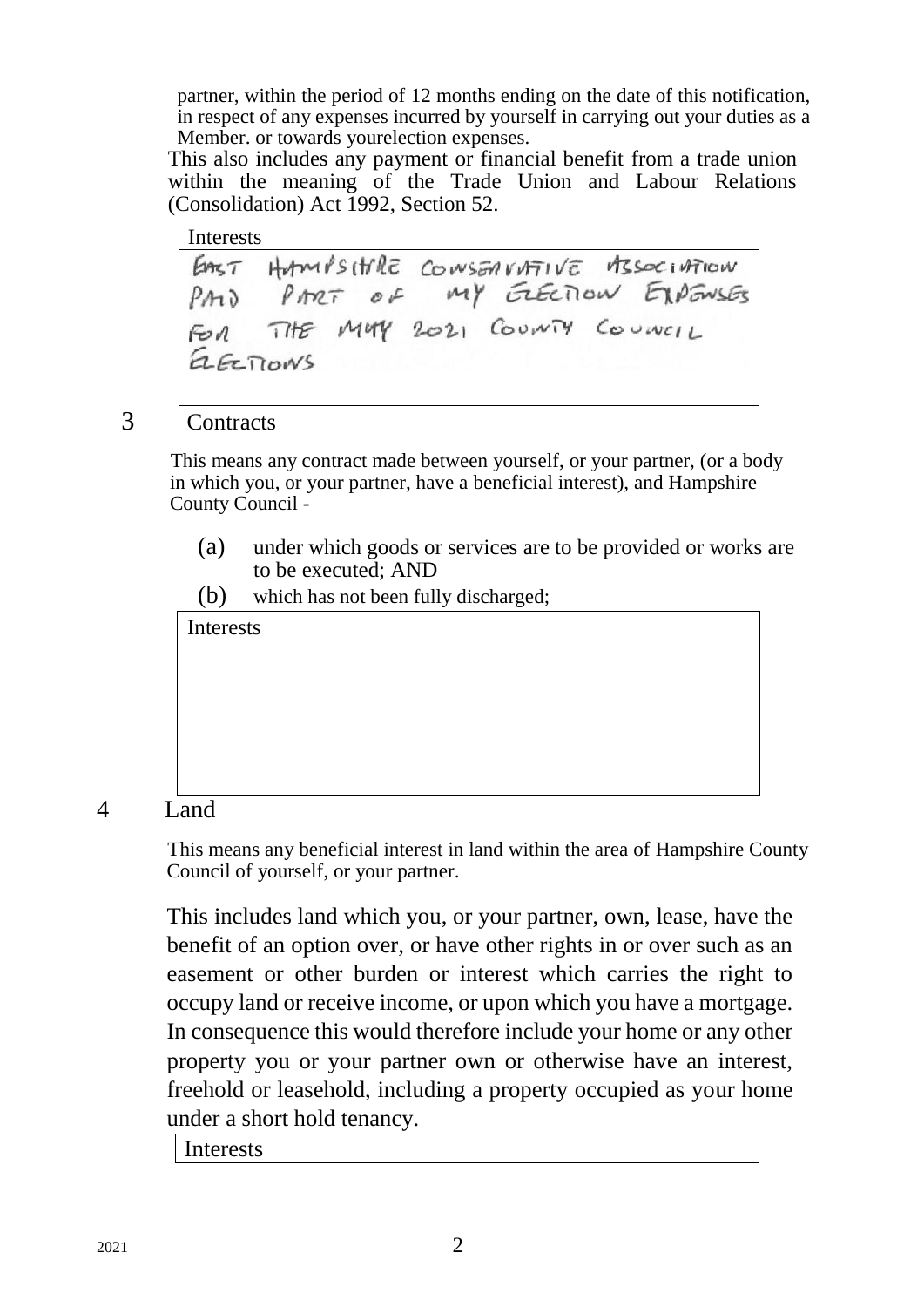partner, within the period of 12 months ending on the date of this notification, in respect of any expenses incurred by yourself in carrying out your duties as a Member. or towards yourelection expenses.

This also includes any payment or financial benefit from a trade union within the meaning of the Trade Union and Labour Relations (Consolidation) Act 1992, Section 52.

| Interests |
|---|
| EAST HAMPSHIRE CONSERVATIVE ASSOCIATION PAID PART OF MY ELECTION EXPENSES FOR THE MAY 2021 COUNTY COUNCIL ELECTIONS |

## 3 Contracts

This means any contract made between yourself, or your partner, (or a body in which you, or your partner, have a beneficial interest), and Hampshire County Council -

(a) under which goods or services are to be provided or works are to be executed; AND

(b) which has not been fully discharged;

| Interests |
|---|
| |

## 4 Land

This means any beneficial interest in land within the area of Hampshire County Council of yourself, or your partner.

This includes land which you, or your partner, own, lease, have the benefit of an option over, or have other rights in or over such as an easement or other burden or interest which carries the right to occupy land or receive income, or upon which you have a mortgage. In consequence this would therefore include your home or any other property you or your partner own or otherwise have an interest, freehold or leasehold, including a property occupied as your home under a short hold tenancy.

| Interests |
|---|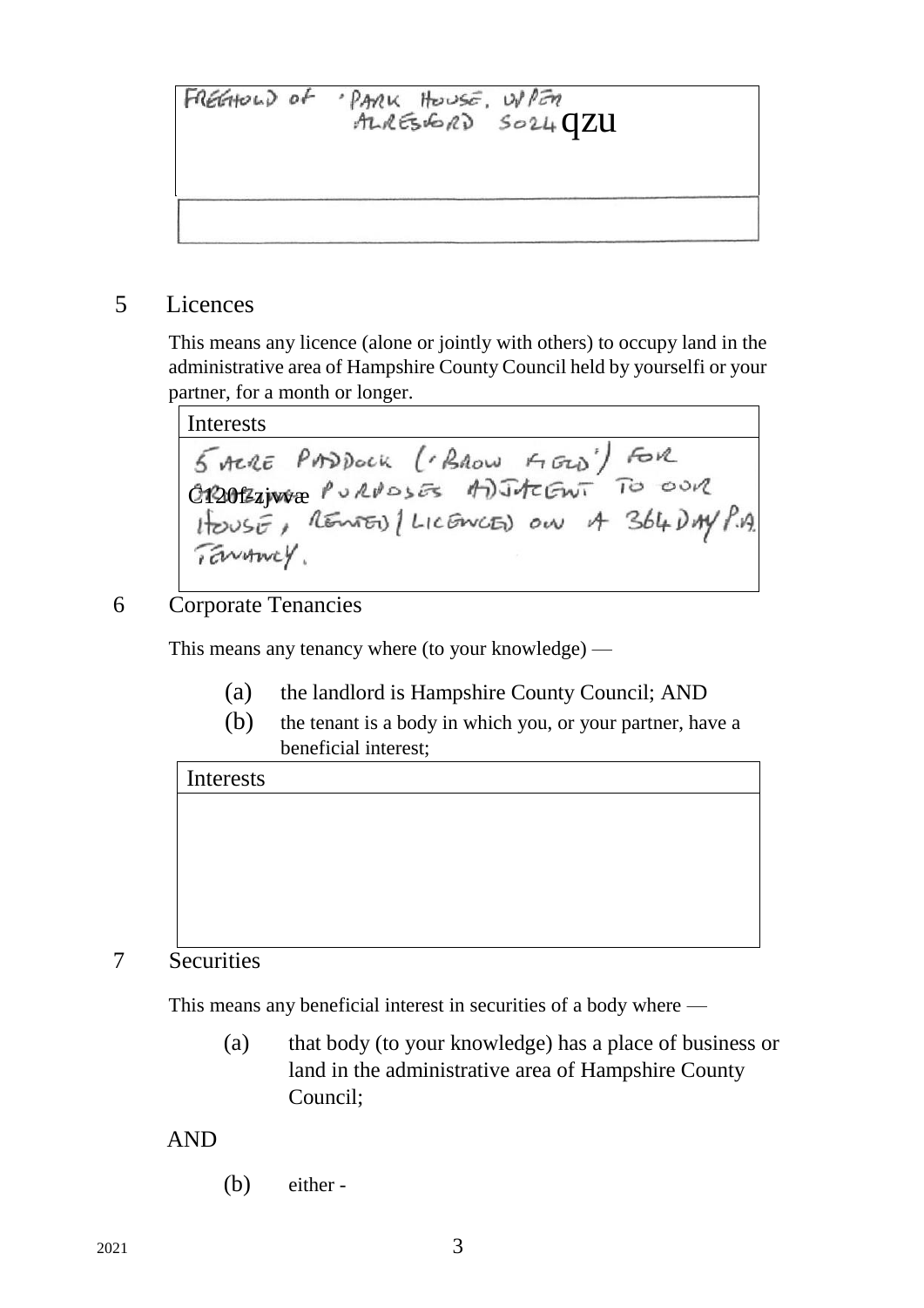| FREEHOLD OF 'PARK HOUSE, UPPER ALRESFORD SO24 qzu |
| --- |
| |

## 5 Licences

This means any licence (alone or jointly with others) to occupy land in the administrative area of Hampshire County Council held by yourselfi or your partner, for a month or longer.

| Interests |
| --- |
| 5 ACRE PADDOCK ('BROW FIELD') FOR C120fzjvvæ PURPOSES ADJACENT TO OUR HOUSE, RENTED / LICENCED ON A 364 DAY P.A. TENANCY. |

## 6 Corporate Tenancies

This means any tenancy where (to your knowledge) —

(a) the landlord is Hampshire County Council; AND

(b) the tenant is a body in which you, or your partner, have a beneficial interest;

| Interests |
| --- |
| |

## 7 Securities

This means any beneficial interest in securities of a body where —

(a) that body (to your knowledge) has a place of business or land in the administrative area of Hampshire County Council;

AND

(b) either -

2021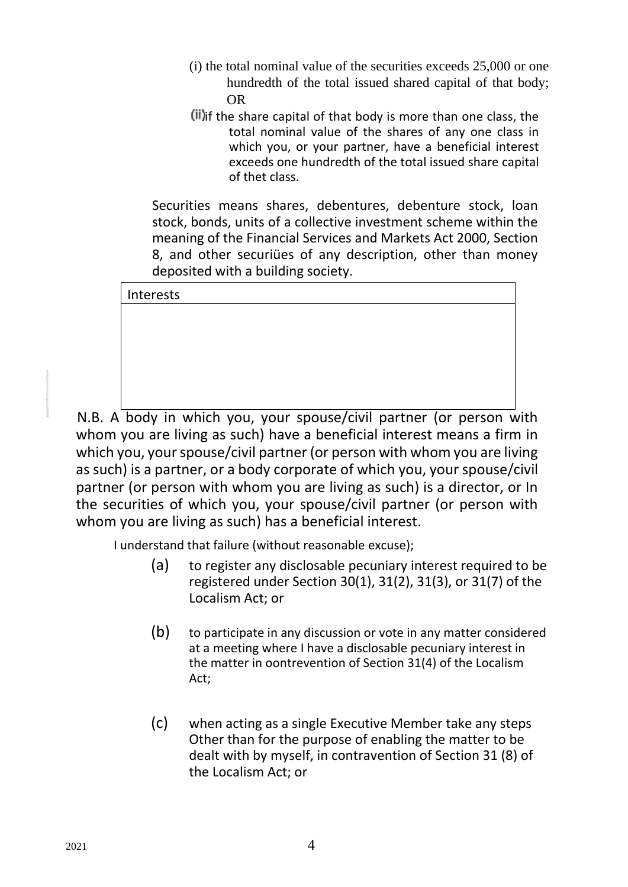(i) the total nominal value of the securities exceeds 25,000 or one hundredth of the total issued shared capital of that body; OR

(ii) if the share capital of that body is more than one class, the total nominal value of the shares of any one class in which you, or your partner, have a beneficial interest exceeds one hundredth of the total issued share capital of thet class.

Securities means shares, debentures, debenture stock, loan stock, bonds, units of a collective investment scheme within the meaning of the Financial Services and Markets Act 2000, Section 8, and other securiües of any description, other than money deposited with a building society.

| Interests |
| --- |
| |

N.B. A body in which you, your spouse/civil partner (or person with whom you are living as such) have a beneficial interest means a firm in which you, your spouse/civil partner (or person with whom you are living as such) is a partner, or a body corporate of which you, your spouse/civil partner (or person with whom you are living as such) is a director, or In the securities of which you, your spouse/civil partner (or person with whom you are living as such) has a beneficial interest.

I understand that failure (without reasonable excuse);

(a) to register any disclosable pecuniary interest required to be registered under Section 30(1), 31(2), 31(3), or 31(7) of the Localism Act; or

(b) to participate in any discussion or vote in any matter considered at a meeting where I have a disclosable pecuniary interest in the matter in oontrevention of Section 31(4) of the Localism Act;

(c) when acting as a single Executive Member take any steps Other than for the purpose of enabling the matter to be dealt with by myself, in contravention of Section 31 (8) of the Localism Act; or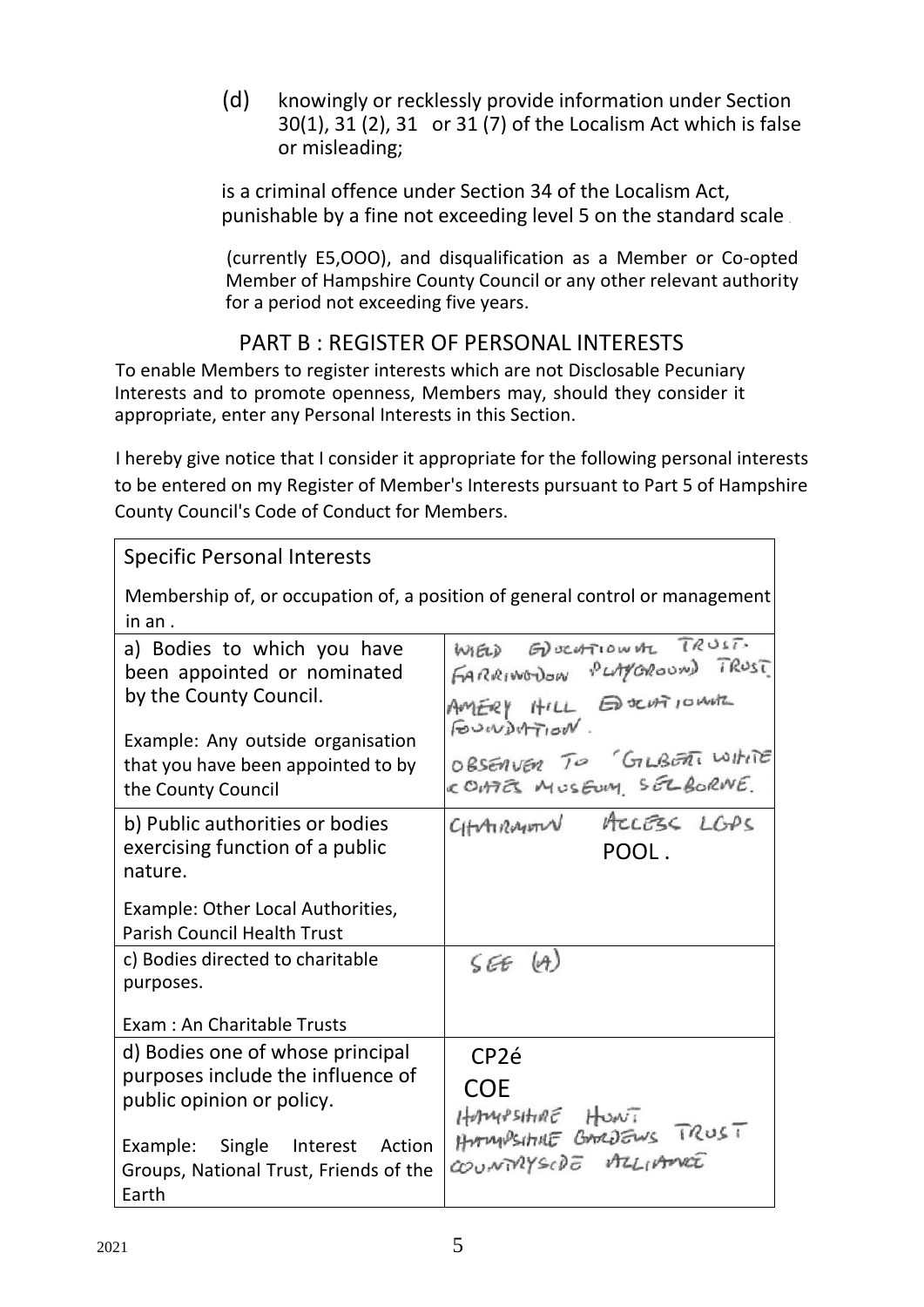(d) knowingly or recklessly provide information under Section 30(1), 31 (2), 31 or 31 (7) of the Localism Act which is false or misleading;

is a criminal offence under Section 34 of the Localism Act, punishable by a fine not exceeding level 5 on the standard scale (currently E5,OOO), and disqualification as a Member or Co-opted Member of Hampshire County Council or any other relevant authority for a period not exceeding five years.

## PART B : REGISTER OF PERSONAL INTERESTS

To enable Members to register interests which are not Disclosable Pecuniary Interests and to promote openness, Members may, should they consider it appropriate, enter any Personal Interests in this Section.

I hereby give notice that I consider it appropriate for the following personal interests to be entered on my Register of Member's Interests pursuant to Part 5 of Hampshire County Council's Code of Conduct for Members.

| Specific Personal Interests<br><br>Membership of, or occupation of, a position of general control or management in an . | |
|---|---|
| a) Bodies to which you have been appointed or nominated by the County Council.<br><br>Example: Any outside organisation that you have been appointed to by the County Council | WIELD EDUCATIONAL TRUST.<br>FARRINGDON PLAYGROUND TRUST<br>AMERY HILL EDUCATIONAL FOUNDATION.<br>OBSERVER TO 'GILBERT WHITE & OATES MUSEUM SELBORNE. |
| b) Public authorities or bodies exercising function of a public nature.<br><br>Example: Other Local Authorities, Parish Council Health Trust | CHAIRMAN ACCESS LGPS POOL . |
| c) Bodies directed to charitable purposes.<br><br>Exam : An Charitable Trusts | SEE (A) |
| d) Bodies one of whose principal purposes include the influence of public opinion or policy.<br><br>Example: Single Interest Action Groups, National Trust, Friends of the Earth | CP2é<br>COE<br>HAMPSHIRE HUNT<br>HAMPSHIRE GARDENS TRUST<br>COUNTRYSIDE ALLIANCE |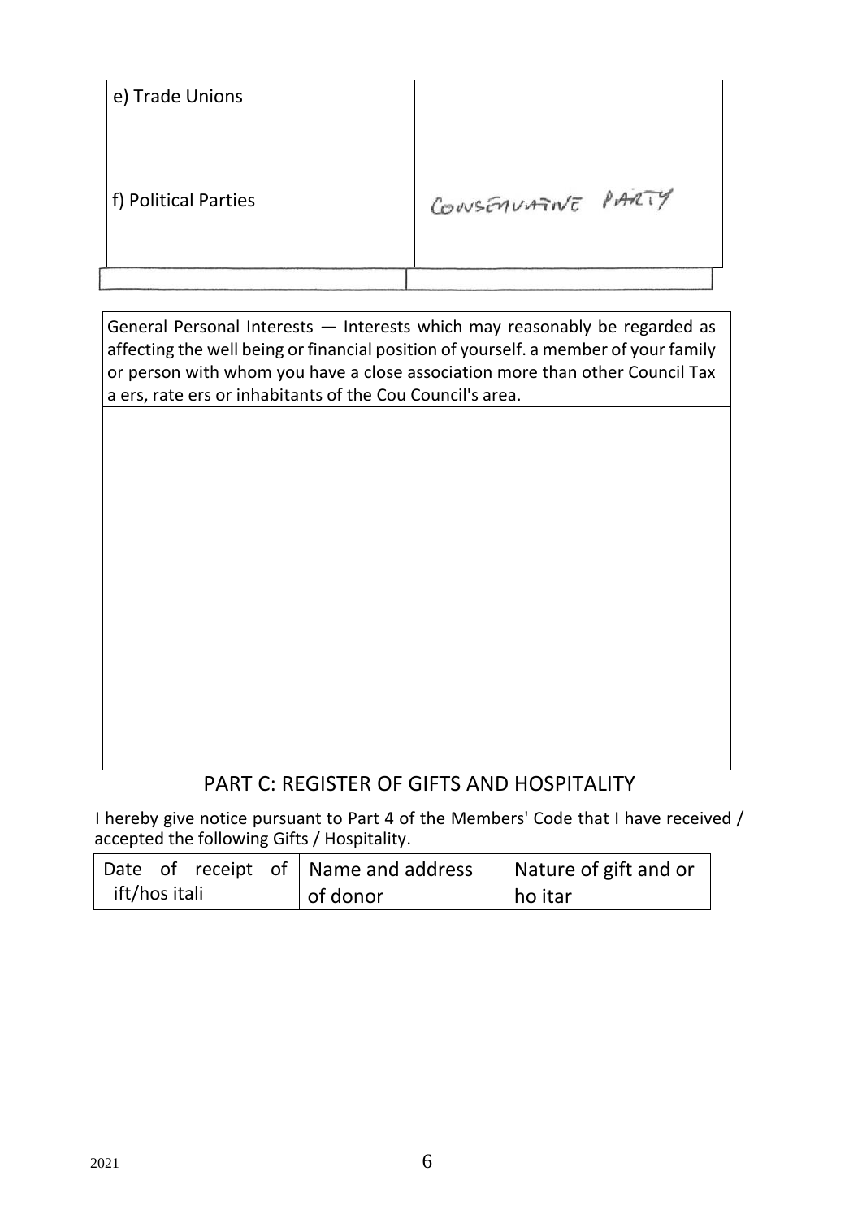| e) Trade Unions | |
|---|---|
| f) Political Parties | CONSERVATIVE PARTY |
| | |

| General Personal Interests — Interests which may reasonably be regarded as affecting the well being or financial position of yourself. a member of your family or person with whom you have a close association more than other Council Tax a ers, rate ers or inhabitants of the Cou Council's area. |
|---|
| |

## PART C: REGISTER OF GIFTS AND HOSPITALITY

I hereby give notice pursuant to Part 4 of the Members' Code that I have received / accepted the following Gifts / Hospitality.

| Date of receipt of ift/hos itali | Name and address of donor | Nature of gift and or ho itar |
|---|---|---|

2021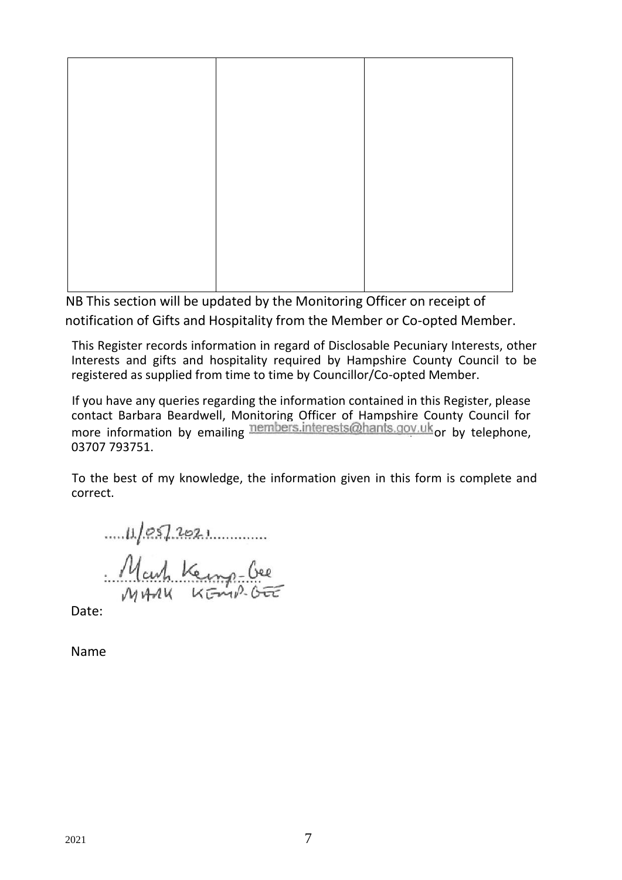| | | |
|---|---|---|
| | | |

NB This section will be updated by the Monitoring Officer on receipt of notification of Gifts and Hospitality from the Member or Co-opted Member.

This Register records information in regard of Disclosable Pecuniary Interests, other Interests and gifts and hospitality required by Hampshire County Council to be registered as supplied from time to time by Councillor/Co-opted Member.

If you have any queries regarding the information contained in this Register, please contact Barbara Beardwell, Monitoring Officer of Hampshire County Council for more information by emailing members.interests@hants.gov.uk or by telephone, 03707 793751.

To the best of my knowledge, the information given in this form is complete and correct.

Date: 11/05/2021

Mark Kemp-Gee

Name MARK KEMP-GEE